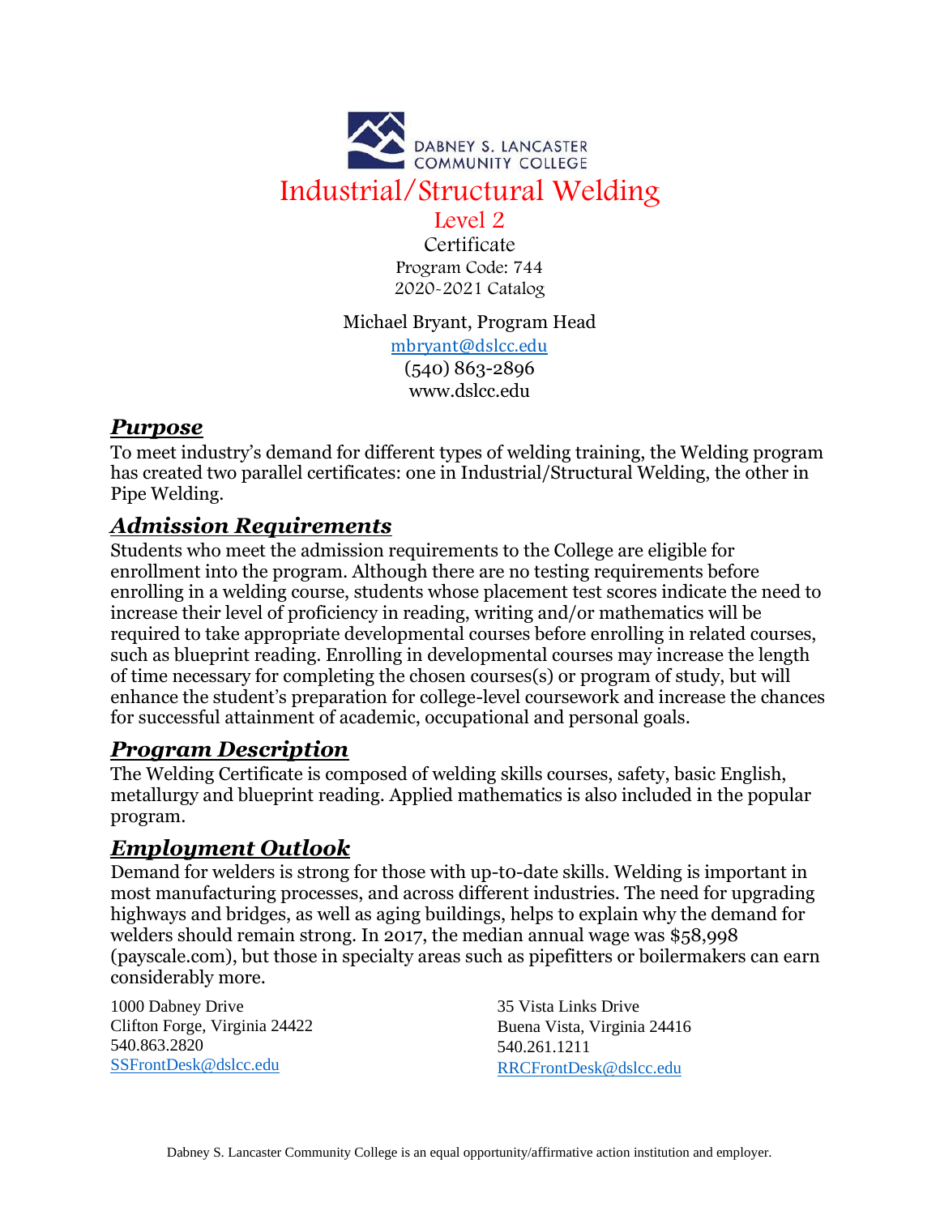DABNEY S. LANCASTER COMMUNITY COLLEGE

# Industrial/Structural Welding

## Level 2

Certificate

Program Code: 744

2020-2021 Catalog

Michael Bryant, Program Head

mbryant@dslcc.edu

(540) 863-2896

www.dslcc.edu

## *Purpose*

To meet industry's demand for different types of welding training, the Welding program has created two parallel certificates: one in Industrial/Structural Welding, the other in Pipe Welding.

## *Admission Requirements*

Students who meet the admission requirements to the College are eligible for enrollment into the program. Although there are no testing requirements before enrolling in a welding course, students whose placement test scores indicate the need to increase their level of proficiency in reading, writing and/or mathematics will be required to take appropriate developmental courses before enrolling in related courses, such as blueprint reading. Enrolling in developmental courses may increase the length of time necessary for completing the chosen courses(s) or program of study, but will enhance the student's preparation for college-level coursework and increase the chances for successful attainment of academic, occupational and personal goals.

## *Program Description*

The Welding Certificate is composed of welding skills courses, safety, basic English, metallurgy and blueprint reading. Applied mathematics is also included in the popular program.

## *Employment Outlook*

Demand for welders is strong for those with up-to-date skills. Welding is important in most manufacturing processes, and across different industries. The need for upgrading highways and bridges, as well as aging buildings, helps to explain why the demand for welders should remain strong. In 2017, the median annual wage was $58,998 (payscale.com), but those in specialty areas such as pipefitters or boilermakers can earn considerably more.

1000 Dabney Drive
Clifton Forge, Virginia 24422
540.863.2820
SSFrontDesk@dslcc.edu

35 Vista Links Drive
Buena Vista, Virginia 24416
540.261.1211
RRCFrontDesk@dslcc.edu

Dabney S. Lancaster Community College is an equal opportunity/affirmative action institution and employer.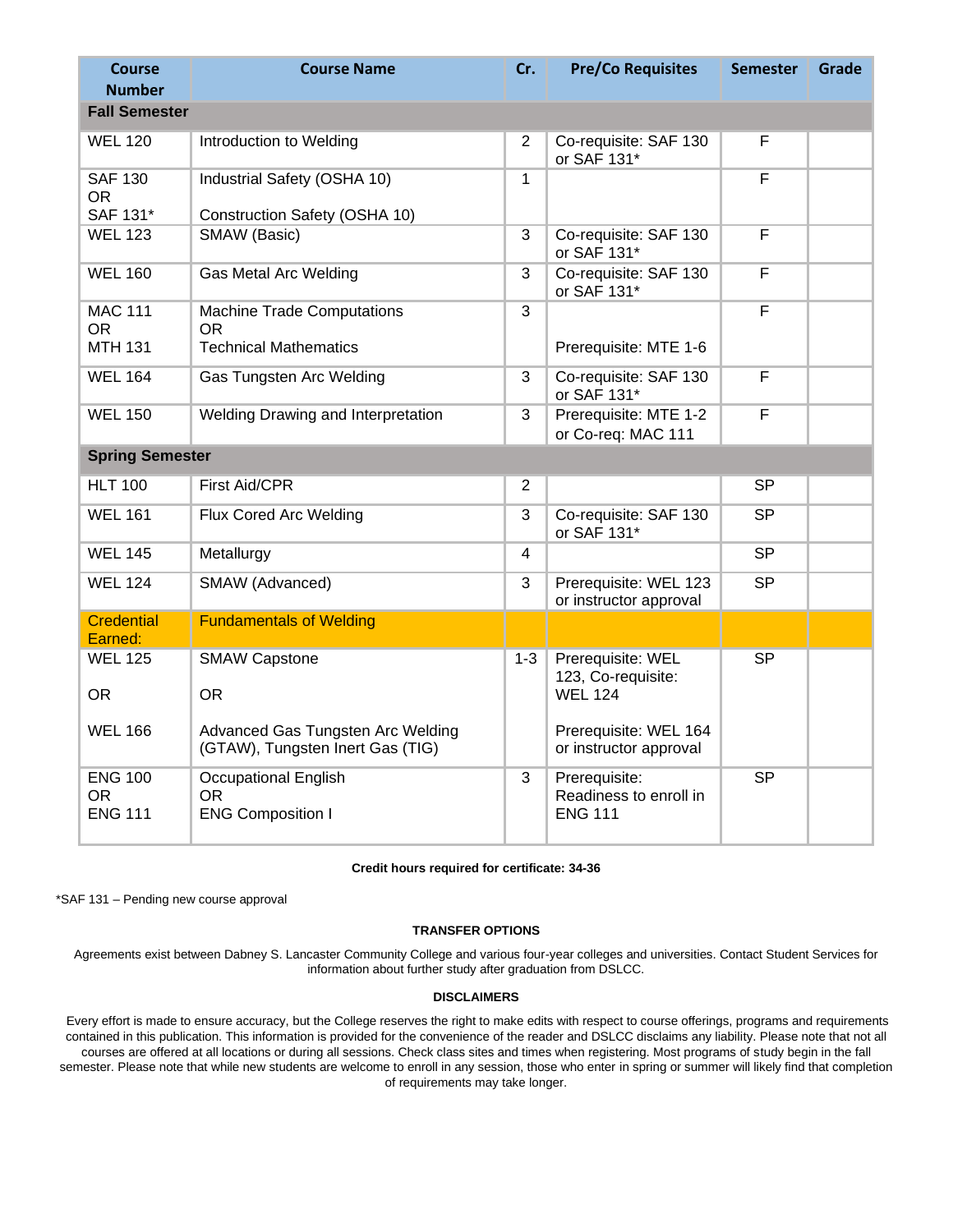| Course Number | Course Name | Cr. | Pre/Co Requisites | Semester | Grade |
|---|---|---|---|---|---|
| **Fall Semester** | | | | | |
| WEL 120 | Introduction to Welding | 2 | Co-requisite: SAF 130 or SAF 131* | F | |
| SAF 130 OR SAF 131* | Industrial Safety (OSHA 10)<br><br>Construction Safety (OSHA 10) | 1 | | F | |
| WEL 123 | SMAW (Basic) | 3 | Co-requisite: SAF 130 or SAF 131* | F | |
| WEL 160 | Gas Metal Arc Welding | 3 | Co-requisite: SAF 130 or SAF 131* | F | |
| MAC 111 OR MTH 131 | Machine Trade Computations OR Technical Mathematics | 3 | Prerequisite: MTE 1-6 | F | |
| WEL 164 | Gas Tungsten Arc Welding | 3 | Co-requisite: SAF 130 or SAF 131* | F | |
| WEL 150 | Welding Drawing and Interpretation | 3 | Prerequisite: MTE 1-2 or Co-req: MAC 111 | F | |
| **Spring Semester** | | | | | |
| HLT 100 | First Aid/CPR | 2 | | SP | |
| WEL 161 | Flux Cored Arc Welding | 3 | Co-requisite: SAF 130 or SAF 131* | SP | |
| WEL 145 | Metallurgy | 4 | | SP | |
| WEL 124 | SMAW (Advanced) | 3 | Prerequisite: WEL 123 or instructor approval | SP | |
| Credential Earned: | Fundamentals of Welding | | | | |
| WEL 125<br><br>OR<br><br>WEL 166 | SMAW Capstone<br><br>OR<br><br>Advanced Gas Tungsten Arc Welding (GTAW), Tungsten Inert Gas (TIG) | 1-3 | Prerequisite: WEL 123, Co-requisite: WEL 124<br><br>Prerequisite: WEL 164 or instructor approval | SP | |
| ENG 100 OR ENG 111 | Occupational English OR ENG Composition I | 3 | Prerequisite: Readiness to enroll in ENG 111 | SP | |

**Credit hours required for certificate: 34-36**

*SAF 131 – Pending new course approval

**TRANSFER OPTIONS**

Agreements exist between Dabney S. Lancaster Community College and various four-year colleges and universities. Contact Student Services for information about further study after graduation from DSLCC.

**DISCLAIMERS**

Every effort is made to ensure accuracy, but the College reserves the right to make edits with respect to course offerings, programs and requirements contained in this publication. This information is provided for the convenience of the reader and DSLCC disclaims any liability. Please note that not all courses are offered at all locations or during all sessions. Check class sites and times when registering. Most programs of study begin in the fall semester. Please note that while new students are welcome to enroll in any session, those who enter in spring or summer will likely find that completion of requirements may take longer.